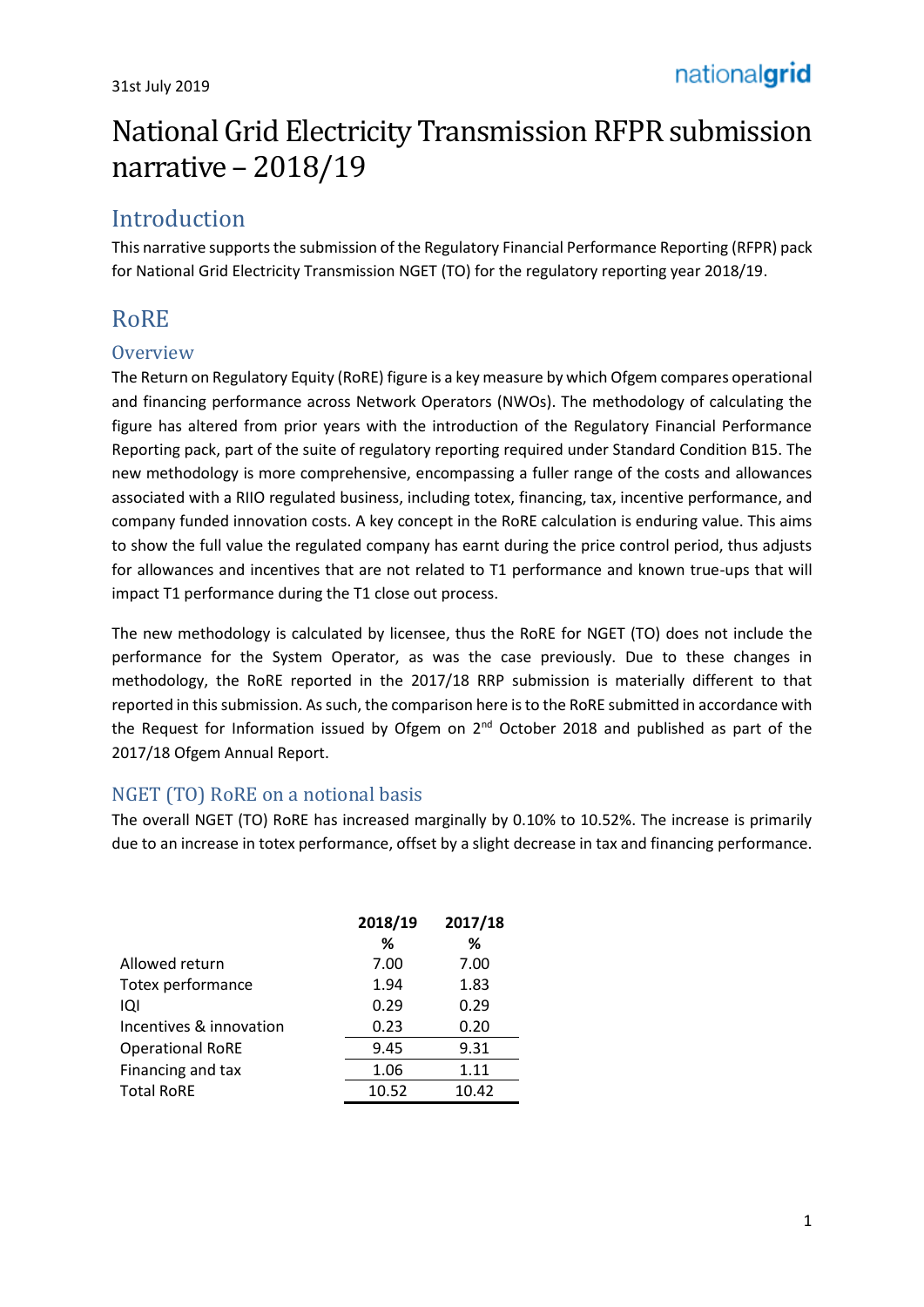31st July 2019

# National Grid Electricity Transmission RFPR submission narrative – 2018/19

## Introduction

This narrative supports the submission of the Regulatory Financial Performance Reporting (RFPR) pack for National Grid Electricity Transmission NGET (TO) for the regulatory reporting year 2018/19.

## RoRE

### Overview

The Return on Regulatory Equity (RoRE) figure is a key measure by which Ofgem compares operational and financing performance across Network Operators (NWOs). The methodology of calculating the figure has altered from prior years with the introduction of the Regulatory Financial Performance Reporting pack, part of the suite of regulatory reporting required under Standard Condition B15. The new methodology is more comprehensive, encompassing a fuller range of the costs and allowances associated with a RIIO regulated business, including totex, financing, tax, incentive performance, and company funded innovation costs. A key concept in the RoRE calculation is enduring value. This aims to show the full value the regulated company has earnt during the price control period, thus adjusts for allowances and incentives that are not related to T1 performance and known true-ups that will impact T1 performance during the T1 close out process.

The new methodology is calculated by licensee, thus the RoRE for NGET (TO) does not include the performance for the System Operator, as was the case previously. Due to these changes in methodology, the RoRE reported in the 2017/18 RRP submission is materially different to that reported in this submission. As such, the comparison here is to the RoRE submitted in accordance with the Request for Information issued by Ofgem on 2nd October 2018 and published as part of the 2017/18 Ofgem Annual Report.

### NGET (TO) RoRE on a notional basis

The overall NGET (TO) RoRE has increased marginally by 0.10% to 10.52%. The increase is primarily due to an increase in totex performance, offset by a slight decrease in tax and financing performance.

| | 2018/19 | 2017/18 |
|---|---|---|
| | % | % |
| Allowed return | 7.00 | 7.00 |
| Totex performance | 1.94 | 1.83 |
| IQI | 0.29 | 0.29 |
| Incentives & innovation | 0.23 | 0.20 |
| Operational RoRE | 9.45 | 9.31 |
| Financing and tax | 1.06 | 1.11 |
| Total RoRE | 10.52 | 10.42 |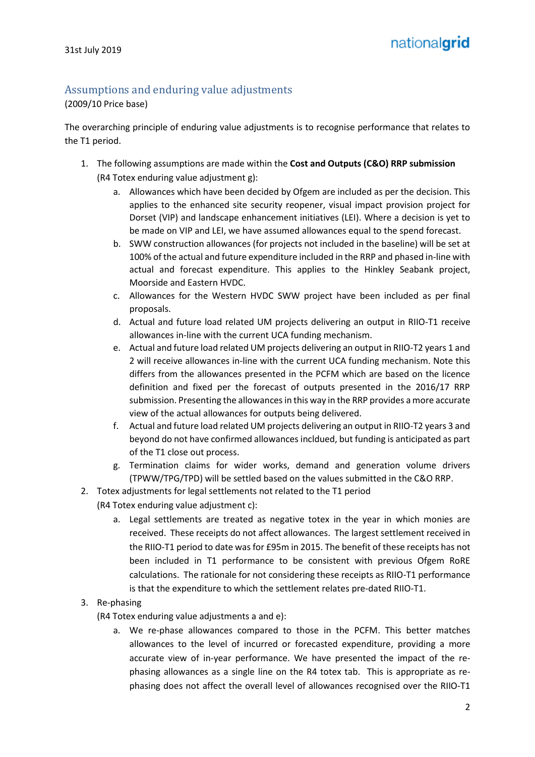31st July 2019

## Assumptions and enduring value adjustments

(2009/10 Price base)

The overarching principle of enduring value adjustments is to recognise performance that relates to the T1 period.

1. The following assumptions are made within the **Cost and Outputs (C&O) RRP submission** (R4 Totex enduring value adjustment g):
    a. Allowances which have been decided by Ofgem are included as per the decision. This applies to the enhanced site security reopener, visual impact provision project for Dorset (VIP) and landscape enhancement initiatives (LEI). Where a decision is yet to be made on VIP and LEI, we have assumed allowances equal to the spend forecast.
    b. SWW construction allowances (for projects not included in the baseline) will be set at 100% of the actual and future expenditure included in the RRP and phased in-line with actual and forecast expenditure. This applies to the Hinkley Seabank project, Moorside and Eastern HVDC.
    c. Allowances for the Western HVDC SWW project have been included as per final proposals.
    d. Actual and future load related UM projects delivering an output in RIIO-T1 receive allowances in-line with the current UCA funding mechanism.
    e. Actual and future load related UM projects delivering an output in RIIO-T2 years 1 and 2 will receive allowances in-line with the current UCA funding mechanism. Note this differs from the allowances presented in the PCFM which are based on the licence definition and fixed per the forecast of outputs presented in the 2016/17 RRP submission. Presenting the allowances in this way in the RRP provides a more accurate view of the actual allowances for outputs being delivered.
    f. Actual and future load related UM projects delivering an output in RIIO-T2 years 3 and beyond do not have confirmed allowances incldued, but funding is anticipated as part of the T1 close out process.
    g. Termination claims for wider works, demand and generation volume drivers (TPWW/TPG/TPD) will be settled based on the values submitted in the C&O RRP.
2. Totex adjustments for legal settlements not related to the T1 period (R4 Totex enduring value adjustment c):
    a. Legal settlements are treated as negative totex in the year in which monies are received. These receipts do not affect allowances. The largest settlement received in the RIIO-T1 period to date was for £95m in 2015. The benefit of these receipts has not been included in T1 performance to be consistent with previous Ofgem RoRE calculations. The rationale for not considering these receipts as RIIO-T1 performance is that the expenditure to which the settlement relates pre-dated RIIO-T1.
3. Re-phasing (R4 Totex enduring value adjustments a and e):
    a. We re-phase allowances compared to those in the PCFM. This better matches allowances to the level of incurred or forecasted expenditure, providing a more accurate view of in-year performance. We have presented the impact of the re-phasing allowances as a single line on the R4 totex tab. This is appropriate as re-phasing does not affect the overall level of allowances recognised over the RIIO-T1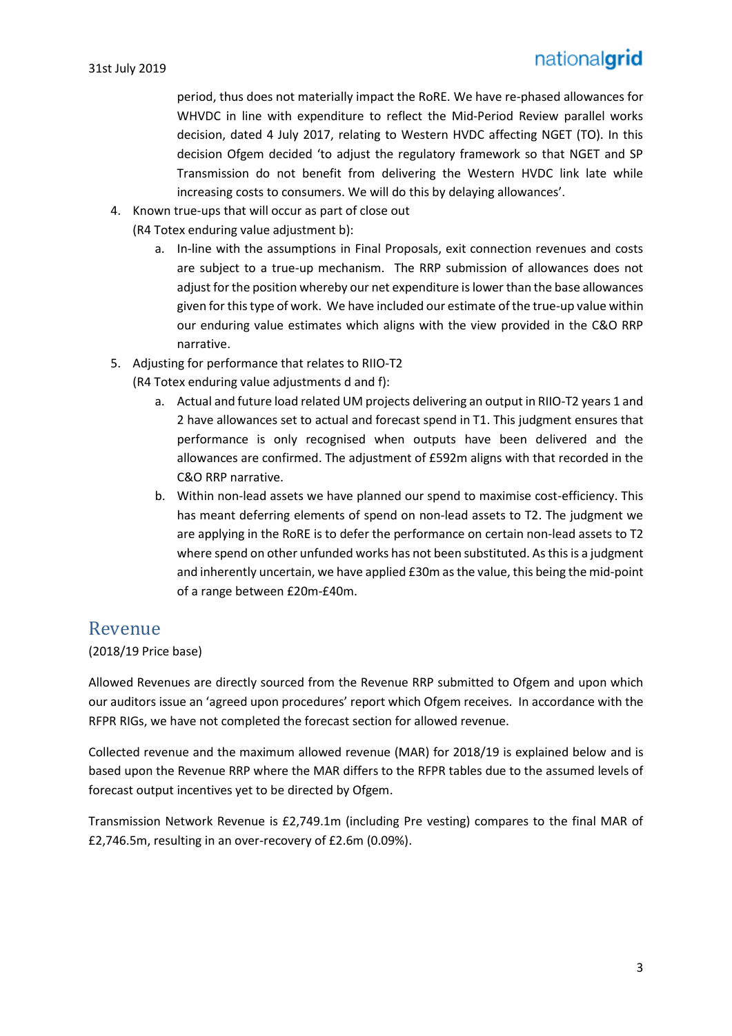period, thus does not materially impact the RoRE. We have re-phased allowances for WHVDC in line with expenditure to reflect the Mid-Period Review parallel works decision, dated 4 July 2017, relating to Western HVDC affecting NGET (TO). In this decision Ofgem decided 'to adjust the regulatory framework so that NGET and SP Transmission do not benefit from delivering the Western HVDC link late while increasing costs to consumers. We will do this by delaying allowances'.

4. Known true-ups that will occur as part of close out
   (R4 Totex enduring value adjustment b):
   a. In-line with the assumptions in Final Proposals, exit connection revenues and costs are subject to a true-up mechanism. The RRP submission of allowances does not adjust for the position whereby our net expenditure is lower than the base allowances given for this type of work. We have included our estimate of the true-up value within our enduring value estimates which aligns with the view provided in the C&O RRP narrative.
5. Adjusting for performance that relates to RIIO-T2
   (R4 Totex enduring value adjustments d and f):
   a. Actual and future load related UM projects delivering an output in RIIO-T2 years 1 and 2 have allowances set to actual and forecast spend in T1. This judgment ensures that performance is only recognised when outputs have been delivered and the allowances are confirmed. The adjustment of £592m aligns with that recorded in the C&O RRP narrative.
   b. Within non-lead assets we have planned our spend to maximise cost-efficiency. This has meant deferring elements of spend on non-lead assets to T2. The judgment we are applying in the RoRE is to defer the performance on certain non-lead assets to T2 where spend on other unfunded works has not been substituted. As this is a judgment and inherently uncertain, we have applied £30m as the value, this being the mid-point of a range between £20m-£40m.

## Revenue

(2018/19 Price base)

Allowed Revenues are directly sourced from the Revenue RRP submitted to Ofgem and upon which our auditors issue an 'agreed upon procedures' report which Ofgem receives. In accordance with the RFPR RIGs, we have not completed the forecast section for allowed revenue.

Collected revenue and the maximum allowed revenue (MAR) for 2018/19 is explained below and is based upon the Revenue RRP where the MAR differs to the RFPR tables due to the assumed levels of forecast output incentives yet to be directed by Ofgem.

Transmission Network Revenue is £2,749.1m (including Pre vesting) compares to the final MAR of £2,746.5m, resulting in an over-recovery of £2.6m (0.09%).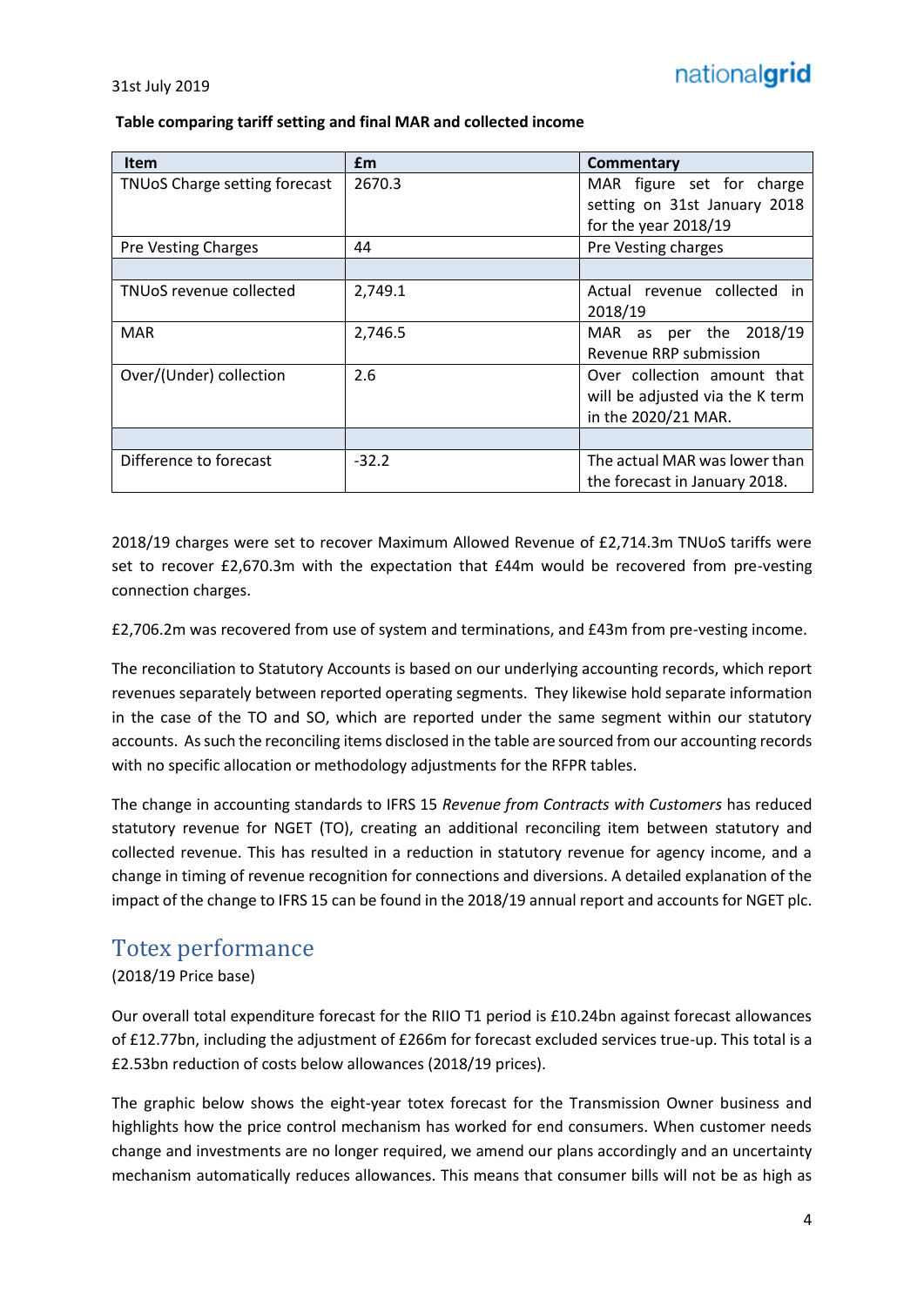**Table comparing tariff setting and final MAR and collected income**

| Item | £m | Commentary |
|---|---|---|
| TNUoS Charge setting forecast | 2670.3 | MAR figure set for charge setting on 31st January 2018 for the year 2018/19 |
| Pre Vesting Charges | 44 | Pre Vesting charges |
| | | |
| TNUoS revenue collected | 2,749.1 | Actual revenue collected in 2018/19 |
| MAR | 2,746.5 | MAR as per the 2018/19 Revenue RRP submission |
| Over/(Under) collection | 2.6 | Over collection amount that will be adjusted via the K term in the 2020/21 MAR. |
| | | |
| Difference to forecast | -32.2 | The actual MAR was lower than the forecast in January 2018. |

2018/19 charges were set to recover Maximum Allowed Revenue of £2,714.3m TNUoS tariffs were set to recover £2,670.3m with the expectation that £44m would be recovered from pre-vesting connection charges.

£2,706.2m was recovered from use of system and terminations, and £43m from pre-vesting income.

The reconciliation to Statutory Accounts is based on our underlying accounting records, which report revenues separately between reported operating segments. They likewise hold separate information in the case of the TO and SO, which are reported under the same segment within our statutory accounts. As such the reconciling items disclosed in the table are sourced from our accounting records with no specific allocation or methodology adjustments for the RFPR tables.

The change in accounting standards to IFRS 15 *Revenue from Contracts with Customers* has reduced statutory revenue for NGET (TO), creating an additional reconciling item between statutory and collected revenue. This has resulted in a reduction in statutory revenue for agency income, and a change in timing of revenue recognition for connections and diversions. A detailed explanation of the impact of the change to IFRS 15 can be found in the 2018/19 annual report and accounts for NGET plc.

## Totex performance

(2018/19 Price base)

Our overall total expenditure forecast for the RIIO T1 period is £10.24bn against forecast allowances of £12.77bn, including the adjustment of £266m for forecast excluded services true-up. This total is a £2.53bn reduction of costs below allowances (2018/19 prices).

The graphic below shows the eight-year totex forecast for the Transmission Owner business and highlights how the price control mechanism has worked for end consumers. When customer needs change and investments are no longer required, we amend our plans accordingly and an uncertainty mechanism automatically reduces allowances. This means that consumer bills will not be as high as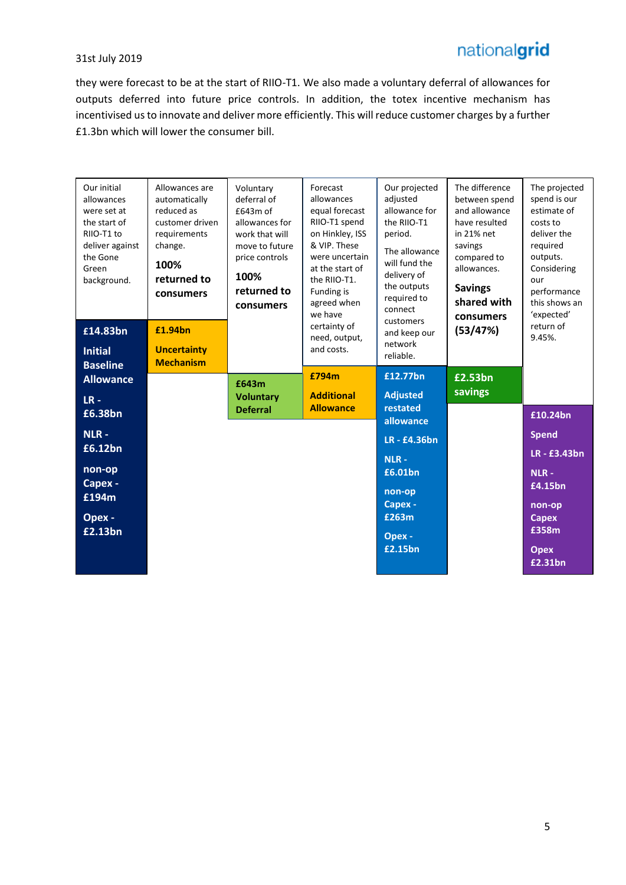they were forecast to be at the start of RIIO-T1. We also made a voluntary deferral of allowances for outputs deferred into future price controls. In addition, the totex incentive mechanism has incentivised us to innovate and deliver more efficiently. This will reduce customer charges by a further £1.3bn which will lower the consumer bill.

| Our initial allowances were set at the start of RIIO-T1 to deliver against the Gone Green background. | Allowances are automatically reduced as customer driven requirements change. **100% returned to consumers** | Voluntary deferral of £643m of allowances for work that will move to future price controls **100% returned to consumers** | Forecast allowances equal forecast RIIO-T1 spend on Hinkley, ISS & VIP. These were uncertain at the start of the RIIO-T1. Funding is agreed when we have certainty of need, output, and costs. | Our projected adjusted allowance for the RIIO-T1 period. The allowance will fund the delivery of the outputs required to connect customers and keep our network reliable. | The difference between spend and allowance have resulted in 21% net savings compared to allowances. **Savings shared with consumers (53/47%)** | The projected spend is our estimate of costs to deliver the required outputs. Considering our performance this shows an 'expected' return of 9.45%. |
|---|---|---|---|---|---|---|
| **£14.83bn Initial Baseline Allowance** LR - £6.38bn NLR - £6.12bn non-op Capex - £194m Opex - £2.13bn | **£1.94bn Uncertainty Mechanism** | **£643m Voluntary Deferral** | **£794m Additional Allowance** | **£12.77bn Adjusted restated allowance** LR - £4.36bn NLR - £6.01bn non-op Capex - £263m Opex - £2.15bn | **£2.53bn savings** | **£10.24bn Spend** LR - £3.43bn NLR - £4.15bn non-op Capex £358m Opex £2.31bn |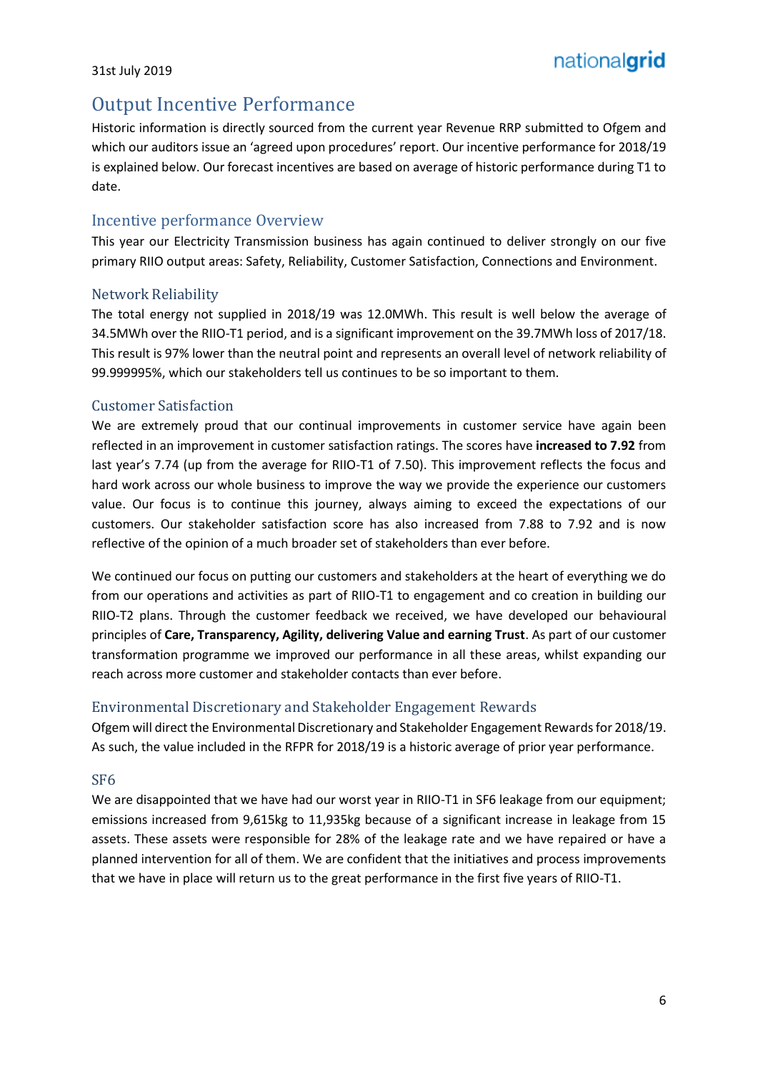31st July 2019

## Output Incentive Performance

Historic information is directly sourced from the current year Revenue RRP submitted to Ofgem and which our auditors issue an 'agreed upon procedures' report. Our incentive performance for 2018/19 is explained below. Our forecast incentives are based on average of historic performance during T1 to date.

### Incentive performance Overview

This year our Electricity Transmission business has again continued to deliver strongly on our five primary RIIO output areas: Safety, Reliability, Customer Satisfaction, Connections and Environment.

### Network Reliability

The total energy not supplied in 2018/19 was 12.0MWh. This result is well below the average of 34.5MWh over the RIIO-T1 period, and is a significant improvement on the 39.7MWh loss of 2017/18. This result is 97% lower than the neutral point and represents an overall level of network reliability of 99.999995%, which our stakeholders tell us continues to be so important to them.

### Customer Satisfaction

We are extremely proud that our continual improvements in customer service have again been reflected in an improvement in customer satisfaction ratings. The scores have **increased to 7.92** from last year's 7.74 (up from the average for RIIO-T1 of 7.50). This improvement reflects the focus and hard work across our whole business to improve the way we provide the experience our customers value. Our focus is to continue this journey, always aiming to exceed the expectations of our customers. Our stakeholder satisfaction score has also increased from 7.88 to 7.92 and is now reflective of the opinion of a much broader set of stakeholders than ever before.

We continued our focus on putting our customers and stakeholders at the heart of everything we do from our operations and activities as part of RIIO-T1 to engagement and co creation in building our RIIO-T2 plans. Through the customer feedback we received, we have developed our behavioural principles of **Care, Transparency, Agility, delivering Value and earning Trust**. As part of our customer transformation programme we improved our performance in all these areas, whilst expanding our reach across more customer and stakeholder contacts than ever before.

### Environmental Discretionary and Stakeholder Engagement Rewards

Ofgem will direct the Environmental Discretionary and Stakeholder Engagement Rewards for 2018/19. As such, the value included in the RFPR for 2018/19 is a historic average of prior year performance.

### SF6

We are disappointed that we have had our worst year in RIIO-T1 in SF6 leakage from our equipment; emissions increased from 9,615kg to 11,935kg because of a significant increase in leakage from 15 assets. These assets were responsible for 28% of the leakage rate and we have repaired or have a planned intervention for all of them. We are confident that the initiatives and process improvements that we have in place will return us to the great performance in the first five years of RIIO-T1.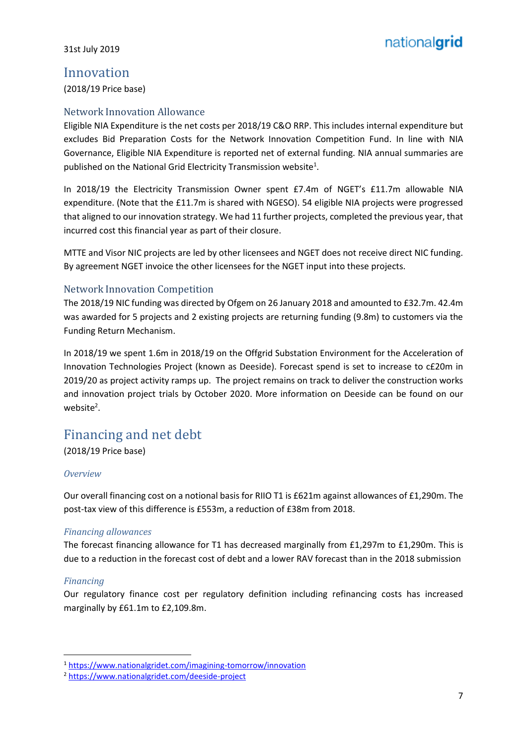31st July 2019

# Innovation

(2018/19 Price base)

## Network Innovation Allowance

Eligible NIA Expenditure is the net costs per 2018/19 C&O RRP. This includes internal expenditure but excludes Bid Preparation Costs for the Network Innovation Competition Fund. In line with NIA Governance, Eligible NIA Expenditure is reported net of external funding. NIA annual summaries are published on the National Grid Electricity Transmission website[1].

In 2018/19 the Electricity Transmission Owner spent £7.4m of NGET's £11.7m allowable NIA expenditure. (Note that the £11.7m is shared with NGESO). 54 eligible NIA projects were progressed that aligned to our innovation strategy. We had 11 further projects, completed the previous year, that incurred cost this financial year as part of their closure.

MTTE and Visor NIC projects are led by other licensees and NGET does not receive direct NIC funding. By agreement NGET invoice the other licensees for the NGET input into these projects.

## Network Innovation Competition

The 2018/19 NIC funding was directed by Ofgem on 26 January 2018 and amounted to £32.7m. 42.4m was awarded for 5 projects and 2 existing projects are returning funding (9.8m) to customers via the Funding Return Mechanism.

In 2018/19 we spent 1.6m in 2018/19 on the Offgrid Substation Environment for the Acceleration of Innovation Technologies Project (known as Deeside). Forecast spend is set to increase to c£20m in 2019/20 as project activity ramps up. The project remains on track to deliver the construction works and innovation project trials by October 2020. More information on Deeside can be found on our website[2].

# Financing and net debt

(2018/19 Price base)

### *Overview*

Our overall financing cost on a notional basis for RIIO T1 is £621m against allowances of £1,290m. The post-tax view of this difference is £553m, a reduction of £38m from 2018.

### *Financing allowances*

The forecast financing allowance for T1 has decreased marginally from £1,297m to £1,290m. This is due to a reduction in the forecast cost of debt and a lower RAV forecast than in the 2018 submission

### *Financing*

Our regulatory finance cost per regulatory definition including refinancing costs has increased marginally by £61.1m to £2,109.8m.

[1] https://www.nationalgridet.com/imagining-tomorrow/innovation

[2] https://www.nationalgridet.com/deeside-project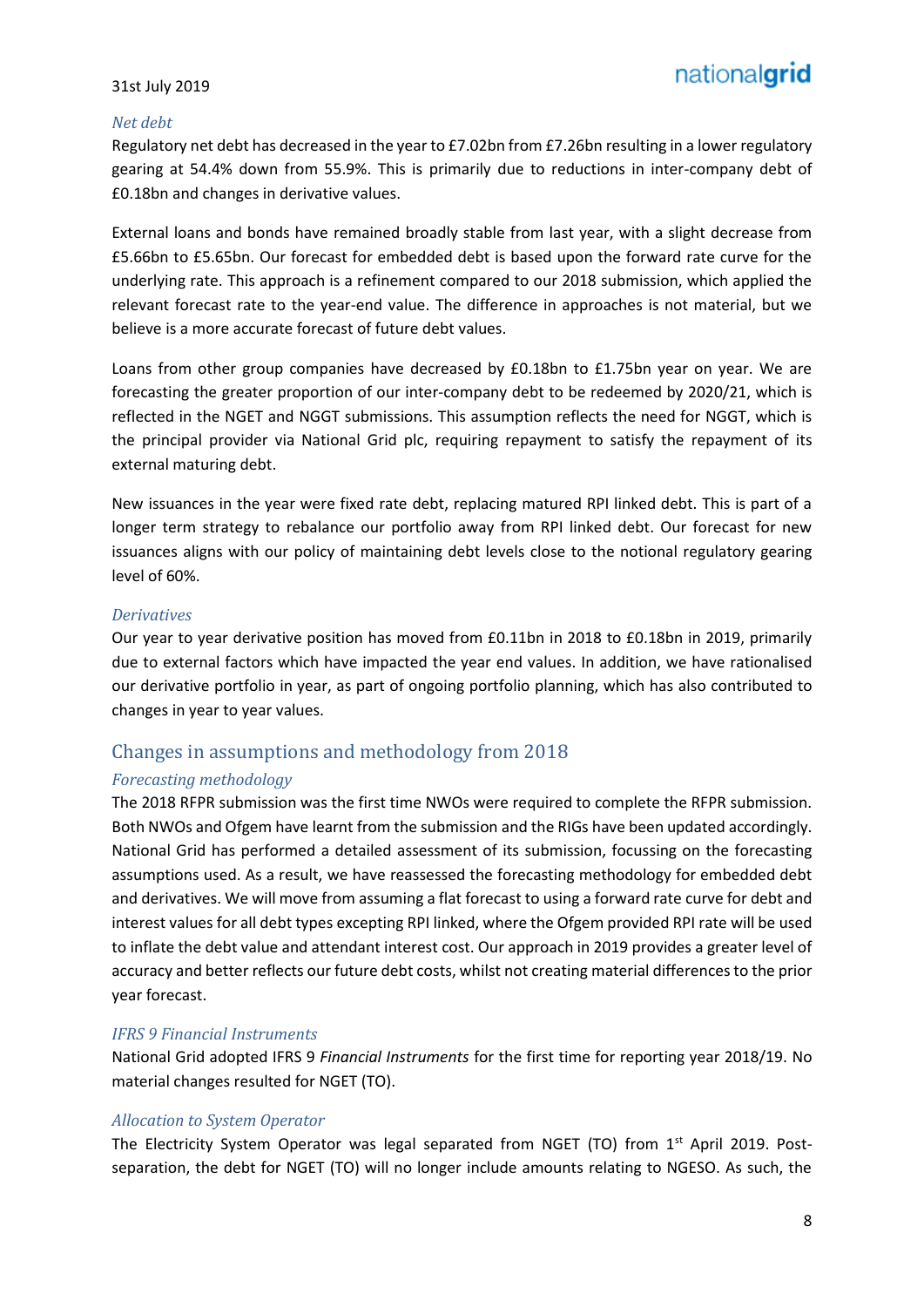*Net debt*

Regulatory net debt has decreased in the year to £7.02bn from £7.26bn resulting in a lower regulatory gearing at 54.4% down from 55.9%. This is primarily due to reductions in inter-company debt of £0.18bn and changes in derivative values.

External loans and bonds have remained broadly stable from last year, with a slight decrease from £5.66bn to £5.65bn. Our forecast for embedded debt is based upon the forward rate curve for the underlying rate. This approach is a refinement compared to our 2018 submission, which applied the relevant forecast rate to the year-end value. The difference in approaches is not material, but we believe is a more accurate forecast of future debt values.

Loans from other group companies have decreased by £0.18bn to £1.75bn year on year. We are forecasting the greater proportion of our inter-company debt to be redeemed by 2020/21, which is reflected in the NGET and NGGT submissions. This assumption reflects the need for NGGT, which is the principal provider via National Grid plc, requiring repayment to satisfy the repayment of its external maturing debt.

New issuances in the year were fixed rate debt, replacing matured RPI linked debt. This is part of a longer term strategy to rebalance our portfolio away from RPI linked debt. Our forecast for new issuances aligns with our policy of maintaining debt levels close to the notional regulatory gearing level of 60%.

*Derivatives*

Our year to year derivative position has moved from £0.11bn in 2018 to £0.18bn in 2019, primarily due to external factors which have impacted the year end values. In addition, we have rationalised our derivative portfolio in year, as part of ongoing portfolio planning, which has also contributed to changes in year to year values.

## Changes in assumptions and methodology from 2018

*Forecasting methodology*

The 2018 RFPR submission was the first time NWOs were required to complete the RFPR submission. Both NWOs and Ofgem have learnt from the submission and the RIGs have been updated accordingly. National Grid has performed a detailed assessment of its submission, focussing on the forecasting assumptions used. As a result, we have reassessed the forecasting methodology for embedded debt and derivatives. We will move from assuming a flat forecast to using a forward rate curve for debt and interest values for all debt types excepting RPI linked, where the Ofgem provided RPI rate will be used to inflate the debt value and attendant interest cost. Our approach in 2019 provides a greater level of accuracy and better reflects our future debt costs, whilst not creating material differences to the prior year forecast.

*IFRS 9 Financial Instruments*

National Grid adopted IFRS 9 *Financial Instruments* for the first time for reporting year 2018/19. No material changes resulted for NGET (TO).

*Allocation to System Operator*

The Electricity System Operator was legal separated from NGET (TO) from 1st April 2019. Post-separation, the debt for NGET (TO) will no longer include amounts relating to NGESO. As such, the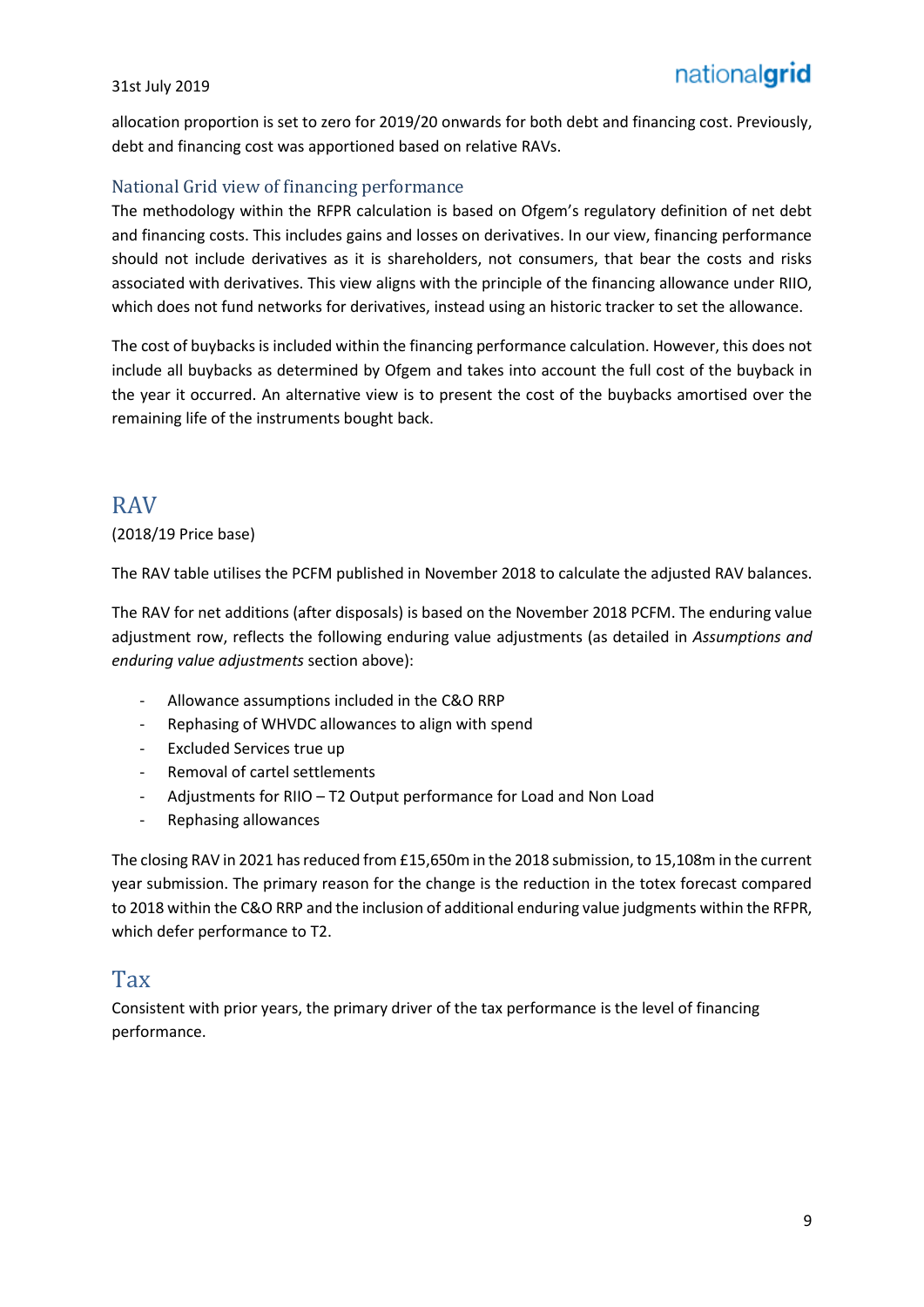allocation proportion is set to zero for 2019/20 onwards for both debt and financing cost. Previously, debt and financing cost was apportioned based on relative RAVs.

### National Grid view of financing performance

The methodology within the RFPR calculation is based on Ofgem's regulatory definition of net debt and financing costs. This includes gains and losses on derivatives. In our view, financing performance should not include derivatives as it is shareholders, not consumers, that bear the costs and risks associated with derivatives. This view aligns with the principle of the financing allowance under RIIO, which does not fund networks for derivatives, instead using an historic tracker to set the allowance.

The cost of buybacks is included within the financing performance calculation. However, this does not include all buybacks as determined by Ofgem and takes into account the full cost of the buyback in the year it occurred. An alternative view is to present the cost of the buybacks amortised over the remaining life of the instruments bought back.

## RAV

(2018/19 Price base)

The RAV table utilises the PCFM published in November 2018 to calculate the adjusted RAV balances.

The RAV for net additions (after disposals) is based on the November 2018 PCFM. The enduring value adjustment row, reflects the following enduring value adjustments (as detailed in *Assumptions and enduring value adjustments* section above):

- Allowance assumptions included in the C&O RRP
- Rephasing of WHVDC allowances to align with spend
- Excluded Services true up
- Removal of cartel settlements
- Adjustments for RIIO – T2 Output performance for Load and Non Load
- Rephasing allowances

The closing RAV in 2021 has reduced from £15,650m in the 2018 submission, to 15,108m in the current year submission. The primary reason for the change is the reduction in the totex forecast compared to 2018 within the C&O RRP and the inclusion of additional enduring value judgments within the RFPR, which defer performance to T2.

## Tax

Consistent with prior years, the primary driver of the tax performance is the level of financing performance.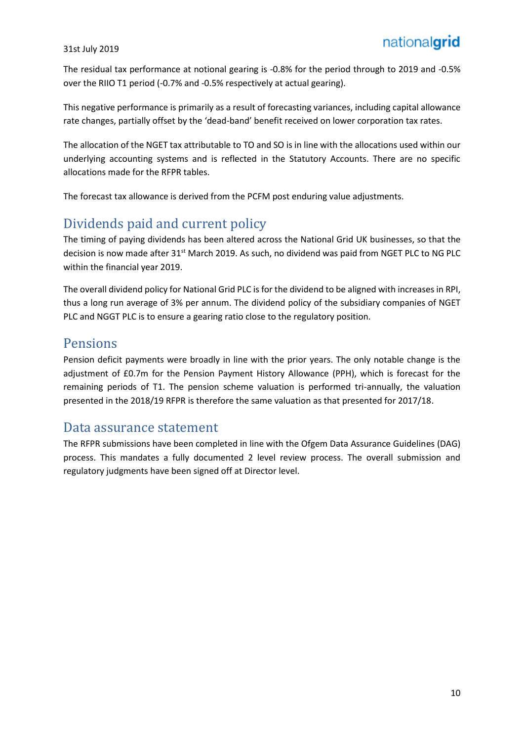The residual tax performance at notional gearing is -0.8% for the period through to 2019 and -0.5% over the RIIO T1 period (-0.7% and -0.5% respectively at actual gearing).

This negative performance is primarily as a result of forecasting variances, including capital allowance rate changes, partially offset by the 'dead-band' benefit received on lower corporation tax rates.

The allocation of the NGET tax attributable to TO and SO is in line with the allocations used within our underlying accounting systems and is reflected in the Statutory Accounts. There are no specific allocations made for the RFPR tables.

The forecast tax allowance is derived from the PCFM post enduring value adjustments.

## Dividends paid and current policy

The timing of paying dividends has been altered across the National Grid UK businesses, so that the decision is now made after 31st March 2019. As such, no dividend was paid from NGET PLC to NG PLC within the financial year 2019.

The overall dividend policy for National Grid PLC is for the dividend to be aligned with increases in RPI, thus a long run average of 3% per annum. The dividend policy of the subsidiary companies of NGET PLC and NGGT PLC is to ensure a gearing ratio close to the regulatory position.

## Pensions

Pension deficit payments were broadly in line with the prior years. The only notable change is the adjustment of £0.7m for the Pension Payment History Allowance (PPH), which is forecast for the remaining periods of T1. The pension scheme valuation is performed tri-annually, the valuation presented in the 2018/19 RFPR is therefore the same valuation as that presented for 2017/18.

## Data assurance statement

The RFPR submissions have been completed in line with the Ofgem Data Assurance Guidelines (DAG) process. This mandates a fully documented 2 level review process. The overall submission and regulatory judgments have been signed off at Director level.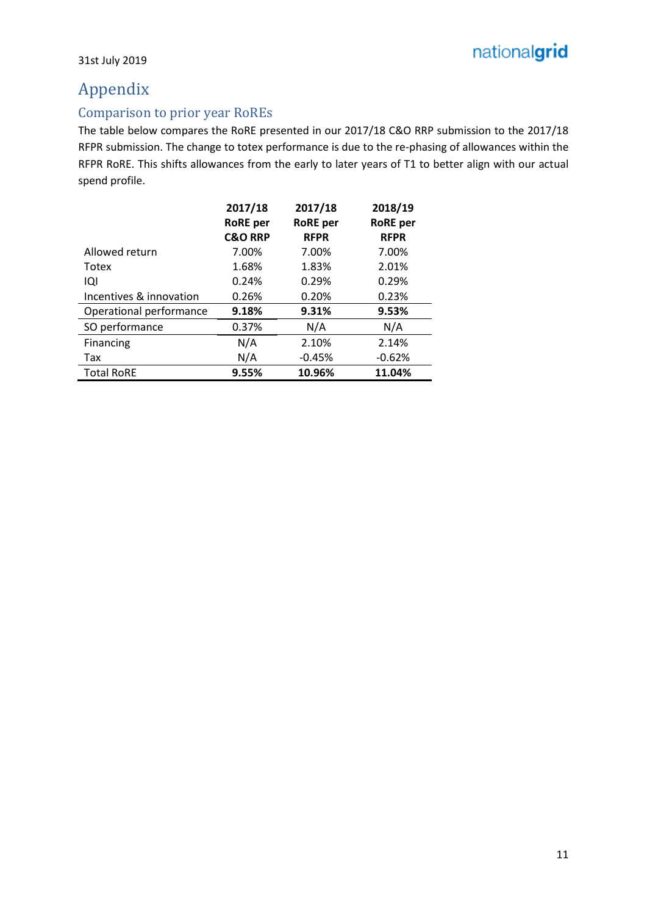# Appendix

## Comparison to prior year RoREs

The table below compares the RoRE presented in our 2017/18 C&O RRP submission to the 2017/18 RFPR submission. The change to totex performance is due to the re-phasing of allowances within the RFPR RoRE. This shifts allowances from the early to later years of T1 to better align with our actual spend profile.

| | 2017/18 RoRE per C&O RRP | 2017/18 RoRE per RFPR | 2018/19 RoRE per RFPR |
|---|---|---|---|
| Allowed return | 7.00% | 7.00% | 7.00% |
| Totex | 1.68% | 1.83% | 2.01% |
| IQI | 0.24% | 0.29% | 0.29% |
| Incentives & innovation | 0.26% | 0.20% | 0.23% |
| Operational performance | **9.18%** | **9.31%** | **9.53%** |
| SO performance | 0.37% | N/A | N/A |
| Financing | N/A | 2.10% | 2.14% |
| Tax | N/A | -0.45% | -0.62% |
| Total RoRE | **9.55%** | **10.96%** | **11.04%** |